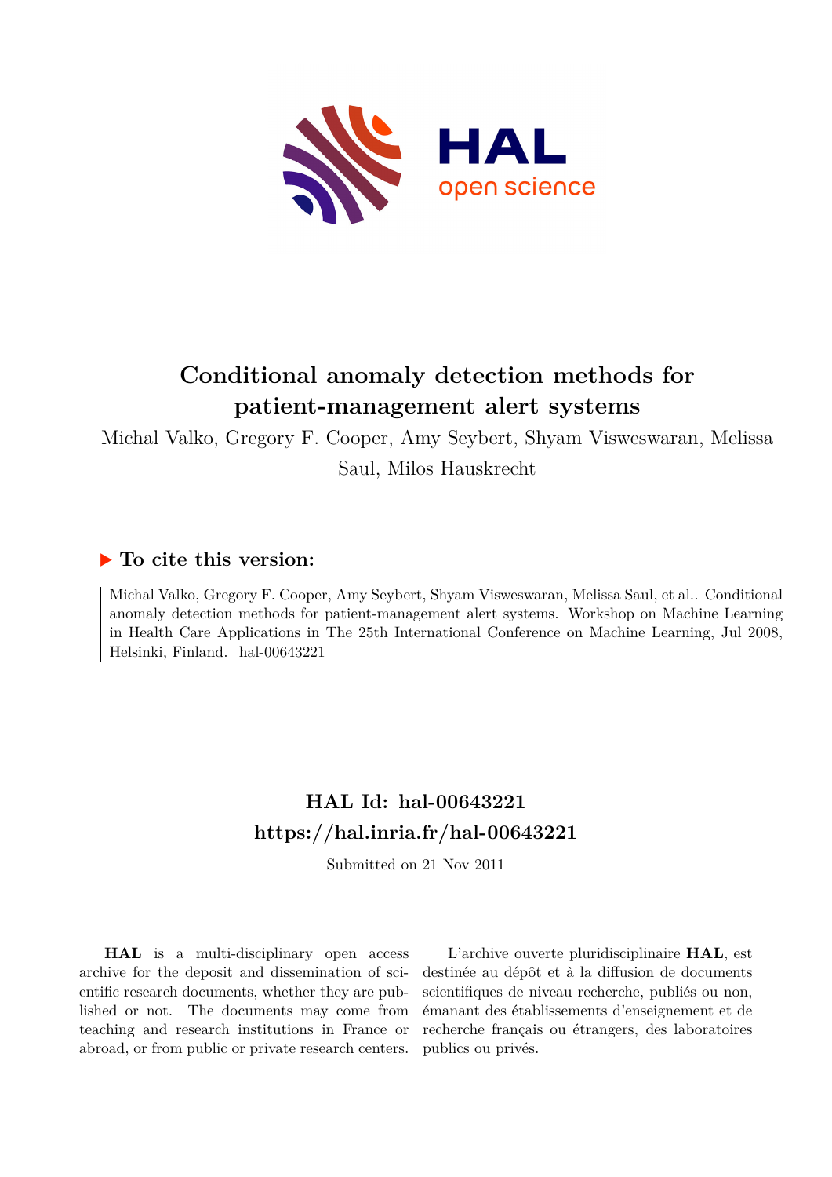# Conditional anomaly detection methods for patient-management alert systems

Michal Valko, Gregory F. Cooper, Amy Seybert, Shyam Visweswaran, Melissa Saul, Milos Hauskrecht

## ▶ To cite this version:

Michal Valko, Gregory F. Cooper, Amy Seybert, Shyam Visweswaran, Melissa Saul, et al.. Conditional anomaly detection methods for patient-management alert systems. Workshop on Machine Learning in Health Care Applications in The 25th International Conference on Machine Learning, Jul 2008, Helsinki, Finland. hal-00643221

## HAL Id: hal-00643221
## https://hal.inria.fr/hal-00643221

Submitted on 21 Nov 2011

**HAL** is a multi-disciplinary open access archive for the deposit and dissemination of scientific research documents, whether they are published or not. The documents may come from teaching and research institutions in France or abroad, or from public or private research centers.

L'archive ouverte pluridisciplinaire **HAL**, est destinée au dépôt et à la diffusion de documents scientifiques de niveau recherche, publiés ou non, émanant des établissements d'enseignement et de recherche français ou étrangers, des laboratoires publics ou privés.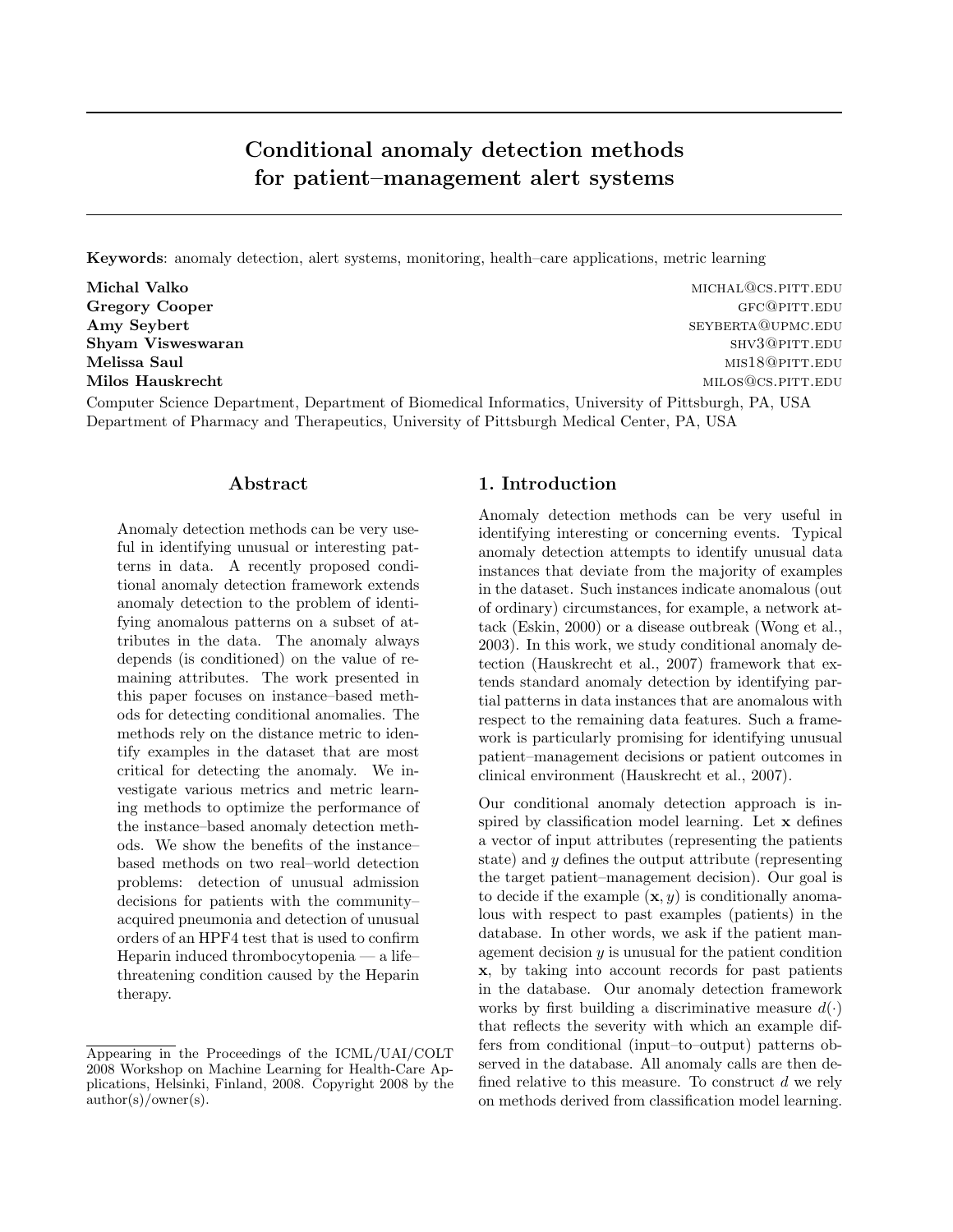# Conditional anomaly detection methods for patient–management alert systems

**Keywords**: anomaly detection, alert systems, monitoring, health–care applications, metric learning

**Michal Valko** michal@cs.pitt.edu
**Gregory Cooper** gfc@pitt.edu
**Amy Seybert** seyberta@upmc.edu
**Shyam Visweswaran** shv3@pitt.edu
**Melissa Saul** mis18@pitt.edu
**Milos Hauskrecht** milos@cs.pitt.edu

Computer Science Department, Department of Biomedical Informatics, University of Pittsburgh, PA, USA
Department of Pharmacy and Therapeutics, University of Pittsburgh Medical Center, PA, USA

## Abstract

Anomaly detection methods can be very useful in identifying unusual or interesting patterns in data. A recently proposed conditional anomaly detection framework extends anomaly detection to the problem of identifying anomalous patterns on a subset of attributes in the data. The anomaly always depends (is conditioned) on the value of remaining attributes. The work presented in this paper focuses on instance–based methods for detecting conditional anomalies. The methods rely on the distance metric to identify examples in the dataset that are most critical for detecting the anomaly. We investigate various metrics and metric learning methods to optimize the performance of the instance–based anomaly detection methods. We show the benefits of the instance–based methods on two real–world detection problems: detection of unusual admission decisions for patients with the community–acquired pneumonia and detection of unusual orders of an HPF4 test that is used to confirm Heparin induced thrombocytopenia — a life–threatening condition caused by the Heparin therapy.

Appearing in the Proceedings of the ICML/UAI/COLT 2008 Workshop on Machine Learning for Health-Care Applications, Helsinki, Finland, 2008. Copyright 2008 by the author(s)/owner(s).

## 1. Introduction

Anomaly detection methods can be very useful in identifying interesting or concerning events. Typical anomaly detection attempts to identify unusual data instances that deviate from the majority of examples in the dataset. Such instances indicate anomalous (out of ordinary) circumstances, for example, a network attack (Eskin, 2000) or a disease outbreak (Wong et al., 2003). In this work, we study conditional anomaly detection (Hauskrecht et al., 2007) framework that extends standard anomaly detection by identifying partial patterns in data instances that are anomalous with respect to the remaining data features. Such a framework is particularly promising for identifying unusual patient–management decisions or patient outcomes in clinical environment (Hauskrecht et al., 2007).

Our conditional anomaly detection approach is inspired by classification model learning. Let $\mathbf{x}$ defines a vector of input attributes (representing the patients state) and $y$ defines the output attribute (representing the target patient–management decision). Our goal is to decide if the example $(\mathbf{x}, y)$ is conditionally anomalous with respect to past examples (patients) in the database. In other words, we ask if the patient management decision $y$ is unusual for the patient condition $\mathbf{x}$, by taking into account records for past patients in the database. Our anomaly detection framework works by first building a discriminative measure $d(\cdot)$ that reflects the severity with which an example differs from conditional (input–to–output) patterns observed in the database. All anomaly calls are then defined relative to this measure. To construct $d$ we rely on methods derived from classification model learning.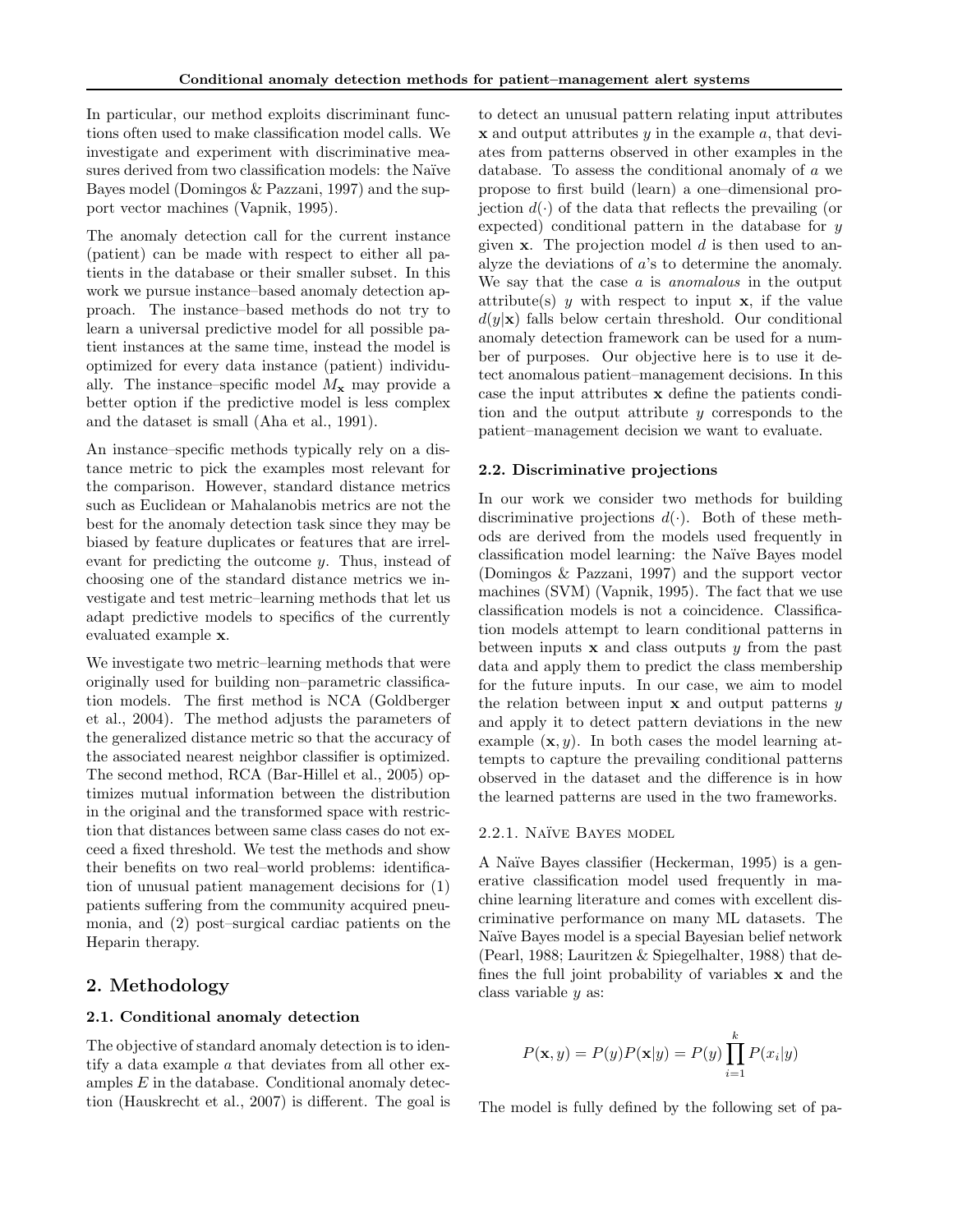In particular, our method exploits discriminant functions often used to make classification model calls. We investigate and experiment with discriminative measures derived from two classification models: the Naïve Bayes model (Domingos & Pazzani, 1997) and the support vector machines (Vapnik, 1995).

The anomaly detection call for the current instance (patient) can be made with respect to either all patients in the database or their smaller subset. In this work we pursue instance–based anomaly detection approach. The instance–based methods do not try to learn a universal predictive model for all possible patient instances at the same time, instead the model is optimized for every data instance (patient) individually. The instance–specific model $M_{\mathbf{x}}$ may provide a better option if the predictive model is less complex and the dataset is small (Aha et al., 1991).

An instance–specific methods typically rely on a distance metric to pick the examples most relevant for the comparison. However, standard distance metrics such as Euclidean or Mahalanobis metrics are not the best for the anomaly detection task since they may be biased by feature duplicates or features that are irrelevant for predicting the outcome $y$. Thus, instead of choosing one of the standard distance metrics we investigate and test metric–learning methods that let us adapt predictive models to specifics of the currently evaluated example $\mathbf{x}$.

We investigate two metric–learning methods that were originally used for building non–parametric classification models. The first method is NCA (Goldberger et al., 2004). The method adjusts the parameters of the generalized distance metric so that the accuracy of the associated nearest neighbor classifier is optimized. The second method, RCA (Bar-Hillel et al., 2005) optimizes mutual information between the distribution in the original and the transformed space with restriction that distances between same class cases do not exceed a fixed threshold. We test the methods and show their benefits on two real–world problems: identification of unusual patient management decisions for (1) patients suffering from the community acquired pneumonia, and (2) post–surgical cardiac patients on the Heparin therapy.

## 2. Methodology

### 2.1. Conditional anomaly detection

The objective of standard anomaly detection is to identify a data example $a$ that deviates from all other examples $E$ in the database. Conditional anomaly detection (Hauskrecht et al., 2007) is different. The goal is to detect an unusual pattern relating input attributes $\mathbf{x}$ and output attributes $y$ in the example $a$, that deviates from patterns observed in other examples in the database. To assess the conditional anomaly of $a$ we propose to first build (learn) a one–dimensional projection $d(\cdot)$ of the data that reflects the prevailing (or expected) conditional pattern in the database for $y$ given $\mathbf{x}$. The projection model $d$ is then used to analyze the deviations of $a$'s to determine the anomaly. We say that the case $a$ is *anomalous* in the output attribute(s) $y$ with respect to input $\mathbf{x}$, if the value $d(y|\mathbf{x})$ falls below certain threshold. Our conditional anomaly detection framework can be used for a number of purposes. Our objective here is to use it detect anomalous patient–management decisions. In this case the input attributes $\mathbf{x}$ define the patients condition and the output attribute $y$ corresponds to the patient–management decision we want to evaluate.

### 2.2. Discriminative projections

In our work we consider two methods for building discriminative projections $d(\cdot)$. Both of these methods are derived from the models used frequently in classification model learning: the Naïve Bayes model (Domingos & Pazzani, 1997) and the support vector machines (SVM) (Vapnik, 1995). The fact that we use classification models is not a coincidence. Classification models attempt to learn conditional patterns in between inputs $\mathbf{x}$ and class outputs $y$ from the past data and apply them to predict the class membership for the future inputs. In our case, we aim to model the relation between input $\mathbf{x}$ and output patterns $y$ and apply it to detect pattern deviations in the new example $(\mathbf{x}, y)$. In both cases the model learning attempts to capture the prevailing conditional patterns observed in the dataset and the difference is in how the learned patterns are used in the two frameworks.

#### 2.2.1. Naïve Bayes model

A Naïve Bayes classifier (Heckerman, 1995) is a generative classification model used frequently in machine learning literature and comes with excellent discriminative performance on many ML datasets. The Naïve Bayes model is a special Bayesian belief network (Pearl, 1988; Lauritzen & Spiegelhalter, 1988) that defines the full joint probability of variables $\mathbf{x}$ and the class variable $y$ as:

$$P(\mathbf{x}, y) = P(y)P(\mathbf{x}|y) = P(y)\prod_{i=1}^{k} P(x_i|y)$$

The model is fully defined by the following set of pa-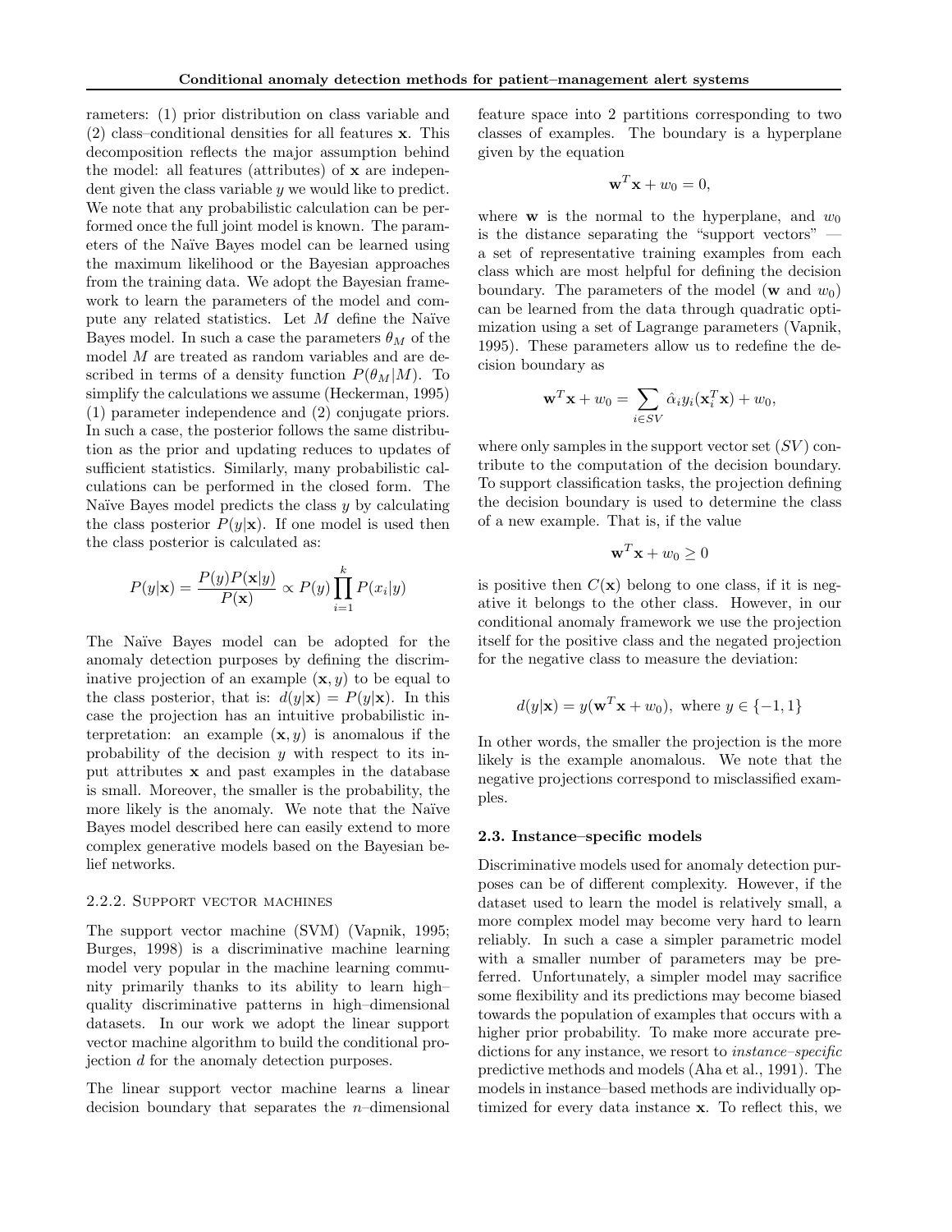rameters: (1) prior distribution on class variable and (2) class–conditional densities for all features $\mathbf{x}$. This decomposition reflects the major assumption behind the model: all features (attributes) of $\mathbf{x}$ are independent given the class variable $y$ we would like to predict. We note that any probabilistic calculation can be performed once the full joint model is known. The parameters of the Naïve Bayes model can be learned using the maximum likelihood or the Bayesian approaches from the training data. We adopt the Bayesian framework to learn the parameters of the model and compute any related statistics. Let $M$ define the Naïve Bayes model. In such a case the parameters $\theta_M$ of the model $M$ are treated as random variables and are described in terms of a density function $P(\theta_M|M)$. To simplify the calculations we assume (Heckerman, 1995) (1) parameter independence and (2) conjugate priors. In such a case, the posterior follows the same distribution as the prior and updating reduces to updates of sufficient statistics. Similarly, many probabilistic calculations can be performed in the closed form. The Naïve Bayes model predicts the class $y$ by calculating the class posterior $P(y|\mathbf{x})$. If one model is used then the class posterior is calculated as:

$$P(y|\mathbf{x}) = \frac{P(y)P(\mathbf{x}|y)}{P(\mathbf{x})} \propto P(y)\prod_{i=1}^{k} P(x_i|y)$$

The Naïve Bayes model can be adopted for the anomaly detection purposes by defining the discriminative projection of an example $(\mathbf{x}, y)$ to be equal to the class posterior, that is: $d(y|\mathbf{x}) = P(y|\mathbf{x})$. In this case the projection has an intuitive probabilistic interpretation: an example $(\mathbf{x}, y)$ is anomalous if the probability of the decision $y$ with respect to its input attributes $\mathbf{x}$ and past examples in the database is small. Moreover, the smaller is the probability, the more likely is the anomaly. We note that the Naïve Bayes model described here can easily extend to more complex generative models based on the Bayesian belief networks.

#### 2.2.2. Support vector machines

The support vector machine (SVM) (Vapnik, 1995; Burges, 1998) is a discriminative machine learning model very popular in the machine learning community primarily thanks to its ability to learn high–quality discriminative patterns in high–dimensional datasets. In our work we adopt the linear support vector machine algorithm to build the conditional projection $d$ for the anomaly detection purposes.

The linear support vector machine learns a linear decision boundary that separates the $n$–dimensional feature space into 2 partitions corresponding to two classes of examples. The boundary is a hyperplane given by the equation

$$\mathbf{w}^T\mathbf{x} + w_0 = 0,$$

where $\mathbf{w}$ is the normal to the hyperplane, and $w_0$ is the distance separating the "support vectors" — a set of representative training examples from each class which are most helpful for defining the decision boundary. The parameters of the model ($\mathbf{w}$ and $w_0$) can be learned from the data through quadratic optimization using a set of Lagrange parameters (Vapnik, 1995). These parameters allow us to redefine the decision boundary as

$$\mathbf{w}^T\mathbf{x} + w_0 = \sum_{i \in SV} \hat{\alpha}_i y_i (\mathbf{x}_i^T\mathbf{x}) + w_0,$$

where only samples in the support vector set ($SV$) contribute to the computation of the decision boundary. To support classification tasks, the projection defining the decision boundary is used to determine the class of a new example. That is, if the value

$$\mathbf{w}^T\mathbf{x} + w_0 \geq 0$$

is positive then $C(\mathbf{x})$ belong to one class, if it is negative it belongs to the other class. However, in our conditional anomaly framework we use the projection itself for the positive class and the negated projection for the negative class to measure the deviation:

$$d(y|\mathbf{x}) = y(\mathbf{w}^T\mathbf{x} + w_0),\ \text{where } y \in \{-1, 1\}$$

In other words, the smaller the projection is the more likely is the example anomalous. We note that the negative projections correspond to misclassified examples.

### 2.3. Instance–specific models

Discriminative models used for anomaly detection purposes can be of different complexity. However, if the dataset used to learn the model is relatively small, a more complex model may become very hard to learn reliably. In such a case a simpler parametric model with a smaller number of parameters may be preferred. Unfortunately, a simpler model may sacrifice some flexibility and its predictions may become biased towards the population of examples that occurs with a higher prior probability. To make more accurate predictions for any instance, we resort to *instance–specific* predictive methods and models (Aha et al., 1991). The models in instance–based methods are individually optimized for every data instance $\mathbf{x}$. To reflect this, we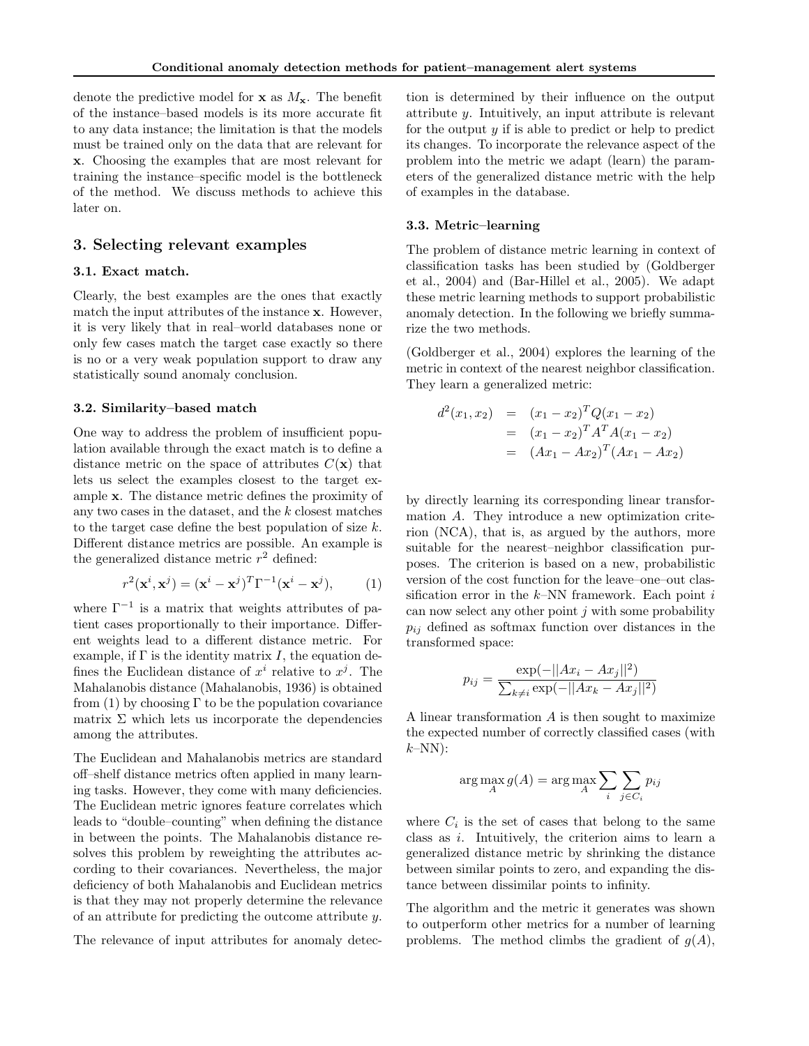denote the predictive model for $\mathbf{x}$ as $M_{\mathbf{x}}$. The benefit of the instance–based models is its more accurate fit to any data instance; the limitation is that the models must be trained only on the data that are relevant for $\mathbf{x}$. Choosing the examples that are most relevant for training the instance–specific model is the bottleneck of the method. We discuss methods to achieve this later on.

## 3. Selecting relevant examples

### 3.1. Exact match.

Clearly, the best examples are the ones that exactly match the input attributes of the instance $\mathbf{x}$. However, it is very likely that in real–world databases none or only few cases match the target case exactly so there is no or a very weak population support to draw any statistically sound anomaly conclusion.

### 3.2. Similarity–based match

One way to address the problem of insufficient population available through the exact match is to define a distance metric on the space of attributes $C(\mathbf{x})$ that lets us select the examples closest to the target example $\mathbf{x}$. The distance metric defines the proximity of any two cases in the dataset, and the $k$ closest matches to the target case define the best population of size $k$. Different distance metrics are possible. An example is the generalized distance metric $r^2$ defined:

$$r^2(\mathbf{x}^i, \mathbf{x}^j) = (\mathbf{x}^i - \mathbf{x}^j)^T \Gamma^{-1} (\mathbf{x}^i - \mathbf{x}^j), \tag{1}$$

where $\Gamma^{-1}$ is a matrix that weights attributes of patient cases proportionally to their importance. Different weights lead to a different distance metric. For example, if $\Gamma$ is the identity matrix $I$, the equation defines the Euclidean distance of $x^i$ relative to $x^j$. The Mahalanobis distance (Mahalanobis, 1936) is obtained from (1) by choosing $\Gamma$ to be the population covariance matrix $\Sigma$ which lets us incorporate the dependencies among the attributes.

The Euclidean and Mahalanobis metrics are standard off–shelf distance metrics often applied in many learning tasks. However, they come with many deficiencies. The Euclidean metric ignores feature correlates which leads to "double–counting" when defining the distance in between the points. The Mahalanobis distance resolves this problem by reweighting the attributes according to their covariances. Nevertheless, the major deficiency of both Mahalanobis and Euclidean metrics is that they may not properly determine the relevance of an attribute for predicting the outcome attribute $y$.

The relevance of input attributes for anomaly detection is determined by their influence on the output attribute $y$. Intuitively, an input attribute is relevant for the output $y$ if is able to predict or help to predict its changes. To incorporate the relevance aspect of the problem into the metric we adapt (learn) the parameters of the generalized distance metric with the help of examples in the database.

### 3.3. Metric–learning

The problem of distance metric learning in context of classification tasks has been studied by (Goldberger et al., 2004) and (Bar-Hillel et al., 2005). We adapt these metric learning methods to support probabilistic anomaly detection. In the following we briefly summarize the two methods.

(Goldberger et al., 2004) explores the learning of the metric in context of the nearest neighbor classification. They learn a generalized metric:

$$\begin{aligned}
d^2(x_1, x_2) &= (x_1 - x_2)^T Q (x_1 - x_2) \\
&= (x_1 - x_2)^T A^T A (x_1 - x_2) \\
&= (Ax_1 - Ax_2)^T (Ax_1 - Ax_2)
\end{aligned}$$

by directly learning its corresponding linear transformation $A$. They introduce a new optimization criterion (NCA), that is, as argued by the authors, more suitable for the nearest–neighbor classification purposes. The criterion is based on a new, probabilistic version of the cost function for the leave–one–out classification error in the $k$–NN framework. Each point $i$ can now select any other point $j$ with some probability $p_{ij}$ defined as softmax function over distances in the transformed space:

$$p_{ij} = \frac{\exp(-||Ax_i - Ax_j||^2)}{\sum_{k \neq i} \exp(-||Ax_k - Ax_j||^2)}$$

A linear transformation $A$ is then sought to maximize the expected number of correctly classified cases (with $k$–NN):

$$\arg\max_A g(A) = \arg\max_A \sum_i \sum_{j \in C_i} p_{ij}$$

where $C_i$ is the set of cases that belong to the same class as $i$. Intuitively, the criterion aims to learn a generalized distance metric by shrinking the distance between similar points to zero, and expanding the distance between dissimilar points to infinity.

The algorithm and the metric it generates was shown to outperform other metrics for a number of learning problems. The method climbs the gradient of $g(A)$,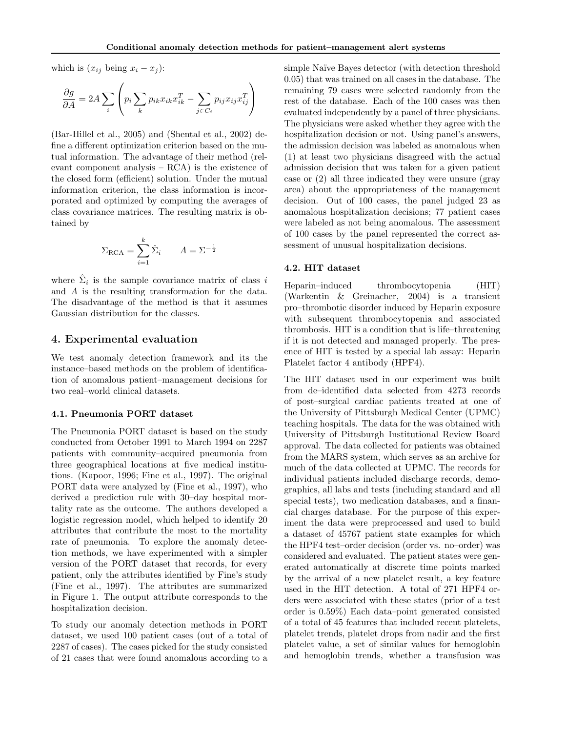which is ($x_{ij}$ being $x_i - x_j$):

$$\frac{\partial g}{\partial A} = 2A \sum_i \left( p_i \sum_k p_{ik} x_{ik} x_{ik}^T - \sum_{j \in C_i} p_{ij} x_{ij} x_{ij}^T \right)$$

(Bar-Hillel et al., 2005) and (Shental et al., 2002) define a different optimization criterion based on the mutual information. The advantage of their method (relevant component analysis – RCA) is the existence of the closed form (efficient) solution. Under the mutual information criterion, the class information is incorporated and optimized by computing the averages of class covariance matrices. The resulting matrix is obtained by

$$\Sigma_{\text{RCA}} = \sum_{i=1}^{k} \hat{\Sigma}_i \qquad A = \Sigma^{-\frac{1}{2}}$$

where $\hat{\Sigma}_i$ is the sample covariance matrix of class $i$ and $A$ is the resulting transformation for the data. The disadvantage of the method is that it assumes Gaussian distribution for the classes.

## 4. Experimental evaluation

We test anomaly detection framework and its the instance–based methods on the problem of identification of anomalous patient–management decisions for two real–world clinical datasets.

### 4.1. Pneumonia PORT dataset

The Pneumonia PORT dataset is based on the study conducted from October 1991 to March 1994 on 2287 patients with community–acquired pneumonia from three geographical locations at five medical institutions. (Kapoor, 1996; Fine et al., 1997). The original PORT data were analyzed by (Fine et al., 1997), who derived a prediction rule with 30–day hospital mortality rate as the outcome. The authors developed a logistic regression model, which helped to identify 20 attributes that contribute the most to the mortality rate of pneumonia. To explore the anomaly detection methods, we have experimented with a simpler version of the PORT dataset that records, for every patient, only the attributes identified by Fine's study (Fine et al., 1997). The attributes are summarized in Figure 1. The output attribute corresponds to the hospitalization decision.

To study our anomaly detection methods in PORT dataset, we used 100 patient cases (out of a total of 2287 of cases). The cases picked for the study consisted of 21 cases that were found anomalous according to a simple Naïve Bayes detector (with detection threshold 0.05) that was trained on all cases in the database. The remaining 79 cases were selected randomly from the rest of the database. Each of the 100 cases was then evaluated independently by a panel of three physicians. The physicians were asked whether they agree with the hospitalization decision or not. Using panel's answers, the admission decision was labeled as anomalous when (1) at least two physicians disagreed with the actual admission decision that was taken for a given patient case or (2) all three indicated they were unsure (gray area) about the appropriateness of the management decision. Out of 100 cases, the panel judged 23 as anomalous hospitalization decisions; 77 patient cases were labeled as not being anomalous. The assessment of 100 cases by the panel represented the correct assessment of unusual hospitalization decisions.

### 4.2. HIT dataset

Heparin–induced thrombocytopenia (HIT) (Warkentin & Greinacher, 2004) is a transient pro–thrombotic disorder induced by Heparin exposure with subsequent thrombocytopenia and associated thrombosis. HIT is a condition that is life–threatening if it is not detected and managed properly. The presence of HIT is tested by a special lab assay: Heparin Platelet factor 4 antibody (HPF4).

The HIT dataset used in our experiment was built from de–identified data selected from 4273 records of post–surgical cardiac patients treated at one of the University of Pittsburgh Medical Center (UPMC) teaching hospitals. The data for the was obtained with University of Pittsburgh Institutional Review Board approval. The data collected for patients was obtained from the MARS system, which serves as an archive for much of the data collected at UPMC. The records for individual patients included discharge records, demographics, all labs and tests (including standard and all special tests), two medication databases, and a financial charges database. For the purpose of this experiment the data were preprocessed and used to build a dataset of 45767 patient state examples for which the HPF4 test–order decision (order vs. no–order) was considered and evaluated. The patient states were generated automatically at discrete time points marked by the arrival of a new platelet result, a key feature used in the HIT detection. A total of 271 HPF4 orders were associated with these states (prior of a test order is 0.59%) Each data–point generated consisted of a total of 45 features that included recent platelets, platelet trends, platelet drops from nadir and the first platelet value, a set of similar values for hemoglobin and hemoglobin trends, whether a transfusion was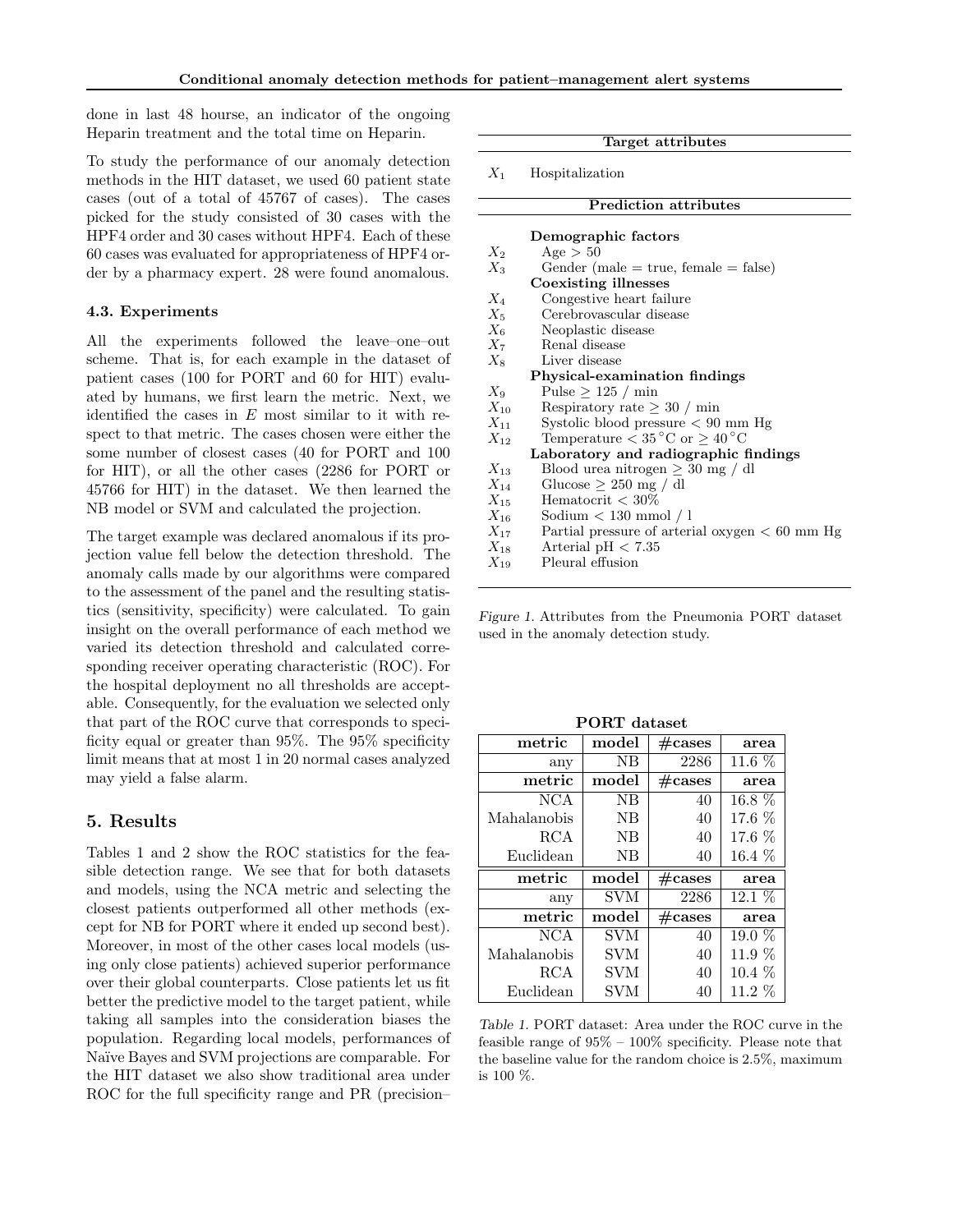done in last 48 hourse, an indicator of the ongoing Heparin treatment and the total time on Heparin.

To study the performance of our anomaly detection methods in the HIT dataset, we used 60 patient state cases (out of a total of 45767 of cases). The cases picked for the study consisted of 30 cases with the HPF4 order and 30 cases without HPF4. Each of these 60 cases was evaluated for appropriateness of HPF4 order by a pharmacy expert. 28 were found anomalous.

### 4.3. Experiments

All the experiments followed the leave–one–out scheme. That is, for each example in the dataset of patient cases (100 for PORT and 60 for HIT) evaluated by humans, we first learn the metric. Next, we identified the cases in $E$ most similar to it with respect to that metric. The cases chosen were either the some number of closest cases (40 for PORT and 100 for HIT), or all the other cases (2286 for PORT or 45766 for HIT) in the dataset. We then learned the NB model or SVM and calculated the projection.

The target example was declared anomalous if its projection value fell below the detection threshold. The anomaly calls made by our algorithms were compared to the assessment of the panel and the resulting statistics (sensitivity, specificity) were calculated. To gain insight on the overall performance of each method we varied its detection threshold and calculated corresponding receiver operating characteristic (ROC). For the hospital deployment no all thresholds are acceptable. Consequently, for the evaluation we selected only that part of the ROC curve that corresponds to specificity equal or greater than 95%. The 95% specificity limit means that at most 1 in 20 normal cases analyzed may yield a false alarm.

## 5. Results

Tables 1 and 2 show the ROC statistics for the feasible detection range. We see that for both datasets and models, using the NCA metric and selecting the closest patients outperformed all other methods (except for NB for PORT where it ended up second best). Moreover, in most of the other cases local models (using only close patients) achieved superior performance over their global counterparts. Close patients let us fit better the predictive model to the target patient, while taking all samples into the consideration biases the population. Regarding local models, performances of Naïve Bayes and SVM projections are comparable. For the HIT dataset we also show traditional area under ROC for the full specificity range and PR (precision–

| | |
|---|---|
| **Target attributes** | |
| $X_1$ | Hospitalization |
| **Prediction attributes** | |
| | **Demographic factors** |
| $X_2$ | Age > 50 |
| $X_3$ | Gender (male = true, female = false) |
| | **Coexisting illnesses** |
| $X_4$ | Congestive heart failure |
| $X_5$ | Cerebrovascular disease |
| $X_6$ | Neoplastic disease |
| $X_7$ | Renal disease |
| $X_8$ | Liver disease |
| | **Physical-examination findings** |
| $X_9$ | Pulse $\geq$ 125 / min |
| $X_{10}$ | Respiratory rate $\geq$ 30 / min |
| $X_{11}$ | Systolic blood pressure < 90 mm Hg |
| $X_{12}$ | Temperature < 35 °C or $\geq$ 40 °C |
| | **Laboratory and radiographic findings** |
| $X_{13}$ | Blood urea nitrogen $\geq$ 30 mg / dl |
| $X_{14}$ | Glucose $\geq$ 250 mg / dl |
| $X_{15}$ | Hematocrit < 30% |
| $X_{16}$ | Sodium < 130 mmol / l |
| $X_{17}$ | Partial pressure of arterial oxygen < 60 mm Hg |
| $X_{18}$ | Arterial pH < 7.35 |
| $X_{19}$ | Pleural effusion |

*Figure 1.* Attributes from the Pneumonia PORT dataset used in the anomaly detection study.

**PORT dataset**

| metric | model | #cases | area |
|---|---|---|---|
| any | NB | 2286 | 11.6 % |
| **metric** | **model** | **#cases** | **area** |
| NCA | NB | 40 | 16.8 % |
| Mahalanobis | NB | 40 | 17.6 % |
| RCA | NB | 40 | 17.6 % |
| Euclidean | NB | 40 | 16.4 % |
| **metric** | **model** | **#cases** | **area** |
| any | SVM | 2286 | 12.1 % |
| **metric** | **model** | **#cases** | **area** |
| NCA | SVM | 40 | 19.0 % |
| Mahalanobis | SVM | 40 | 11.9 % |
| RCA | SVM | 40 | 10.4 % |
| Euclidean | SVM | 40 | 11.2 % |

*Table 1.* PORT dataset: Area under the ROC curve in the feasible range of 95% – 100% specificity. Please note that the baseline value for the random choice is 2.5%, maximum is 100 %.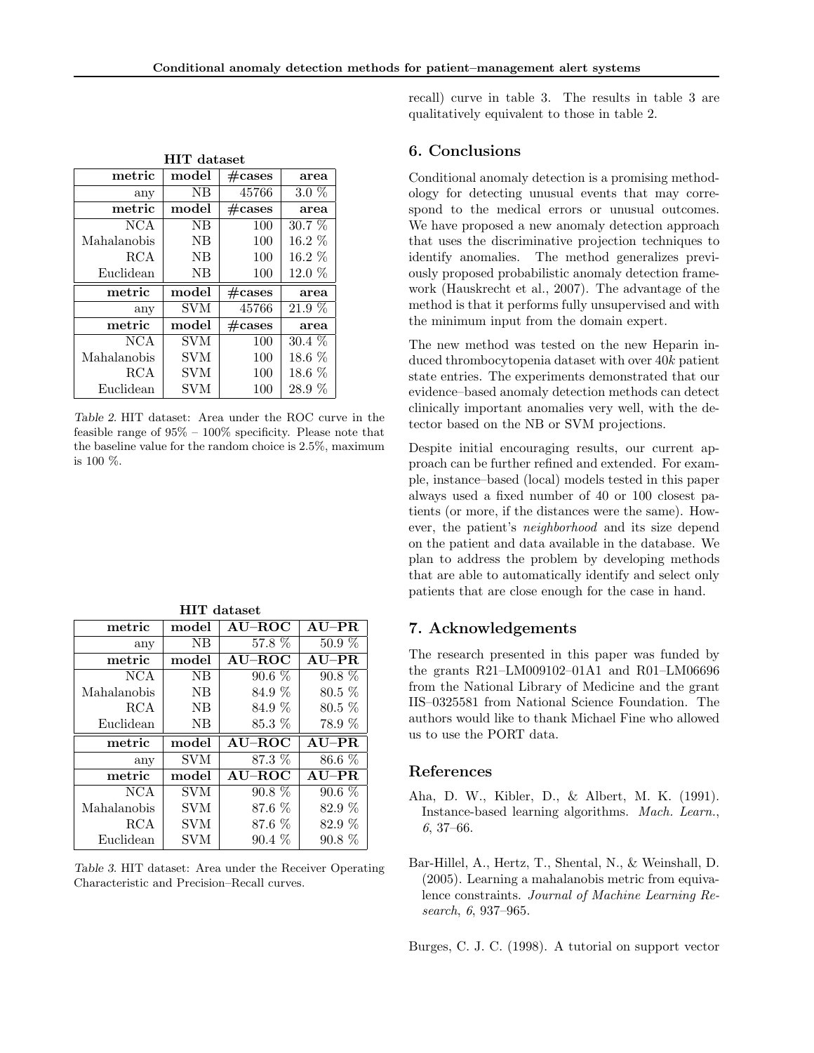**HIT dataset**

| metric | model | #cases | area |
|---|---|---|---|
| any | NB | 45766 | 3.0 % |
| **metric** | **model** | **#cases** | **area** |
| NCA | NB | 100 | 30.7 % |
| Mahalanobis | NB | 100 | 16.2 % |
| RCA | NB | 100 | 16.2 % |
| Euclidean | NB | 100 | 12.0 % |
| **metric** | **model** | **#cases** | **area** |
| any | SVM | 45766 | 21.9 % |
| **metric** | **model** | **#cases** | **area** |
| NCA | SVM | 100 | 30.4 % |
| Mahalanobis | SVM | 100 | 18.6 % |
| RCA | SVM | 100 | 18.6 % |
| Euclidean | SVM | 100 | 28.9 % |

*Table 2.* HIT dataset: Area under the ROC curve in the feasible range of 95% – 100% specificity. Please note that the baseline value for the random choice is 2.5%, maximum is 100 %.

**HIT dataset**

| metric | model | AU–ROC | AU–PR |
|---|---|---|---|
| any | NB | 57.8 % | 50.9 % |
| **metric** | **model** | **AU–ROC** | **AU–PR** |
| NCA | NB | 90.6 % | 90.8 % |
| Mahalanobis | NB | 84.9 % | 80.5 % |
| RCA | NB | 84.9 % | 80.5 % |
| Euclidean | NB | 85.3 % | 78.9 % |
| **metric** | **model** | **AU–ROC** | **AU–PR** |
| any | SVM | 87.3 % | 86.6 % |
| **metric** | **model** | **AU–ROC** | **AU–PR** |
| NCA | SVM | 90.8 % | 90.6 % |
| Mahalanobis | SVM | 87.6 % | 82.9 % |
| RCA | SVM | 87.6 % | 82.9 % |
| Euclidean | SVM | 90.4 % | 90.8 % |

*Table 3.* HIT dataset: Area under the Receiver Operating Characteristic and Precision–Recall curves.

recall) curve in table 3. The results in table 3 are qualitatively equivalent to those in table 2.

## 6. Conclusions

Conditional anomaly detection is a promising methodology for detecting unusual events that may correspond to the medical errors or unusual outcomes. We have proposed a new anomaly detection approach that uses the discriminative projection techniques to identify anomalies. The method generalizes previously proposed probabilistic anomaly detection framework (Hauskrecht et al., 2007). The advantage of the method is that it performs fully unsupervised and with the minimum input from the domain expert.

The new method was tested on the new Heparin induced thrombocytopenia dataset with over 40$k$ patient state entries. The experiments demonstrated that our evidence–based anomaly detection methods can detect clinically important anomalies very well, with the detector based on the NB or SVM projections.

Despite initial encouraging results, our current approach can be further refined and extended. For example, instance–based (local) models tested in this paper always used a fixed number of 40 or 100 closest patients (or more, if the distances were the same). However, the patient's *neighborhood* and its size depend on the patient and data available in the database. We plan to address the problem by developing methods that are able to automatically identify and select only patients that are close enough for the case in hand.

## 7. Acknowledgements

The research presented in this paper was funded by the grants R21–LM009102–01A1 and R01–LM06696 from the National Library of Medicine and the grant IIS–0325581 from National Science Foundation. The authors would like to thank Michael Fine who allowed us to use the PORT data.

## References

Aha, D. W., Kibler, D., & Albert, M. K. (1991). Instance-based learning algorithms. *Mach. Learn.*, *6*, 37–66.

Bar-Hillel, A., Hertz, T., Shental, N., & Weinshall, D. (2005). Learning a mahalanobis metric from equivalence constraints. *Journal of Machine Learning Research*, *6*, 937–965.

Burges, C. J. C. (1998). A tutorial on support vector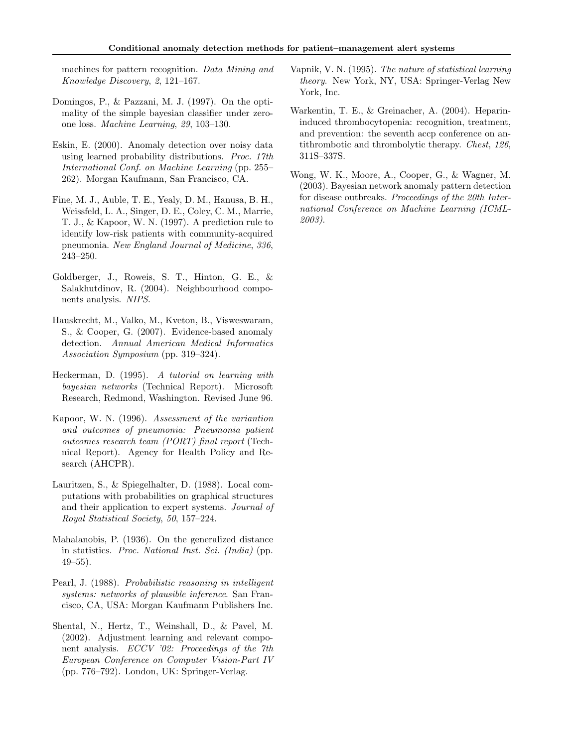machines for pattern recognition. *Data Mining and Knowledge Discovery*, *2*, 121–167.

Domingos, P., & Pazzani, M. J. (1997). On the optimality of the simple bayesian classifier under zero-one loss. *Machine Learning*, *29*, 103–130.

Eskin, E. (2000). Anomaly detection over noisy data using learned probability distributions. *Proc. 17th International Conf. on Machine Learning* (pp. 255–262). Morgan Kaufmann, San Francisco, CA.

Fine, M. J., Auble, T. E., Yealy, D. M., Hanusa, B. H., Weissfeld, L. A., Singer, D. E., Coley, C. M., Marrie, T. J., & Kapoor, W. N. (1997). A prediction rule to identify low-risk patients with community-acquired pneumonia. *New England Journal of Medicine*, *336*, 243–250.

Goldberger, J., Roweis, S. T., Hinton, G. E., & Salakhutdinov, R. (2004). Neighbourhood components analysis. *NIPS*.

Hauskrecht, M., Valko, M., Kveton, B., Visweswaram, S., & Cooper, G. (2007). Evidence-based anomaly detection. *Annual American Medical Informatics Association Symposium* (pp. 319–324).

Heckerman, D. (1995). *A tutorial on learning with bayesian networks* (Technical Report). Microsoft Research, Redmond, Washington. Revised June 96.

Kapoor, W. N. (1996). *Assessment of the variantion and outcomes of pneumonia: Pneumonia patient outcomes research team (PORT) final report* (Technical Report). Agency for Health Policy and Research (AHCPR).

Lauritzen, S., & Spiegelhalter, D. (1988). Local computations with probabilities on graphical structures and their application to expert systems. *Journal of Royal Statistical Society*, *50*, 157–224.

Mahalanobis, P. (1936). On the generalized distance in statistics. *Proc. National Inst. Sci. (India)* (pp. 49–55).

Pearl, J. (1988). *Probabilistic reasoning in intelligent systems: networks of plausible inference*. San Francisco, CA, USA: Morgan Kaufmann Publishers Inc.

Shental, N., Hertz, T., Weinshall, D., & Pavel, M. (2002). Adjustment learning and relevant component analysis. *ECCV '02: Proceedings of the 7th European Conference on Computer Vision-Part IV* (pp. 776–792). London, UK: Springer-Verlag.

Vapnik, V. N. (1995). *The nature of statistical learning theory*. New York, NY, USA: Springer-Verlag New York, Inc.

Warkentin, T. E., & Greinacher, A. (2004). Heparin-induced thrombocytopenia: recognition, treatment, and prevention: the seventh accp conference on antithrombotic and thrombolytic therapy. *Chest*, *126*, 311S–337S.

Wong, W. K., Moore, A., Cooper, G., & Wagner, M. (2003). Bayesian network anomaly pattern detection for disease outbreaks. *Proceedings of the 20th International Conference on Machine Learning (ICML-2003)*.